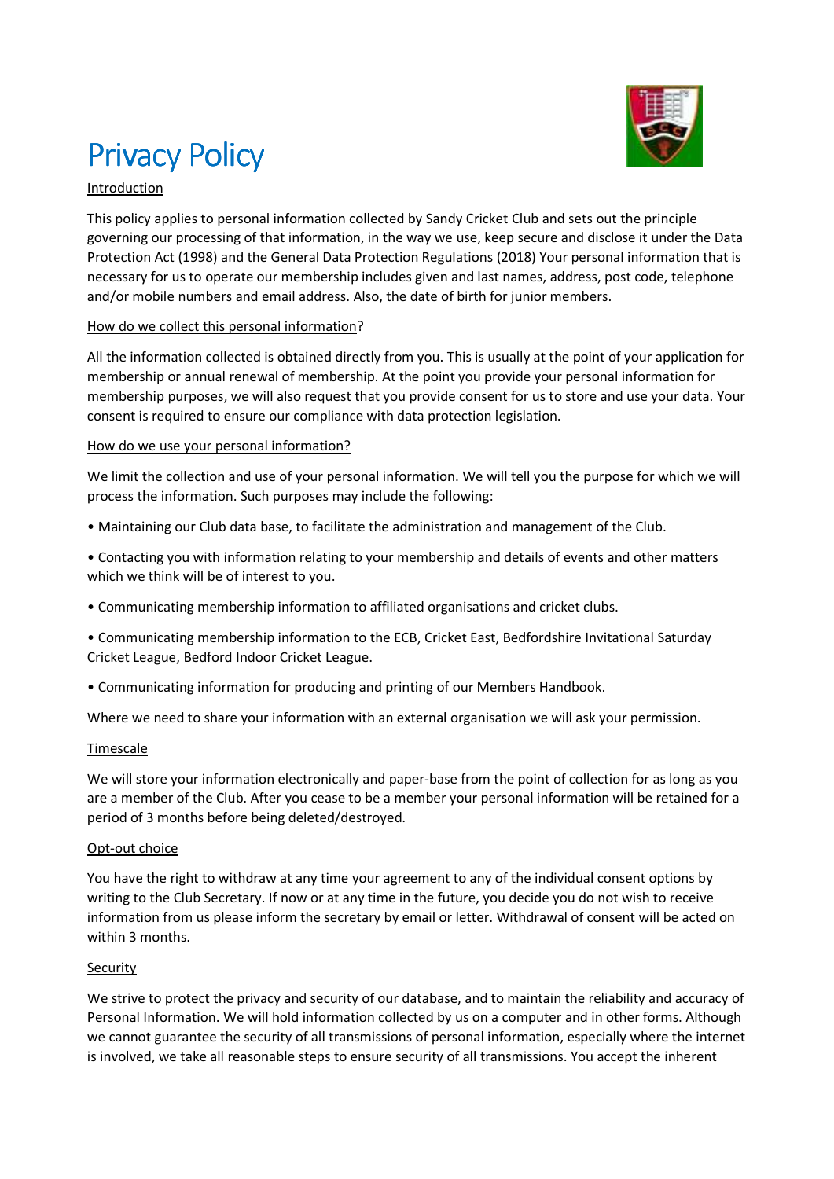# Privacy Policy

Introduction

This policy applies to personal information collected by Sandy Cricket Club and sets out the principle governing our processing of that information, in the way we use, keep secure and disclose it under the Data Protection Act (1998) and the General Data Protection Regulations (2018) Your personal information that is necessary for us to operate our membership includes given and last names, address, post code, telephone and/or mobile numbers and email address. Also, the date of birth for junior members.

How do we collect this personal information?

All the information collected is obtained directly from you. This is usually at the point of your application for membership or annual renewal of membership. At the point you provide your personal information for membership purposes, we will also request that you provide consent for us to store and use your data. Your consent is required to ensure our compliance with data protection legislation.

How do we use your personal information?

We limit the collection and use of your personal information. We will tell you the purpose for which we will process the information. Such purposes may include the following:

• Maintaining our Club data base, to facilitate the administration and management of the Club.

• Contacting you with information relating to your membership and details of events and other matters which we think will be of interest to you.

• Communicating membership information to affiliated organisations and cricket clubs.

• Communicating membership information to the ECB, Cricket East, Bedfordshire Invitational Saturday Cricket League, Bedford Indoor Cricket League.

• Communicating information for producing and printing of our Members Handbook.

Where we need to share your information with an external organisation we will ask your permission.

Timescale

We will store your information electronically and paper-base from the point of collection for as long as you are a member of the Club. After you cease to be a member your personal information will be retained for a period of 3 months before being deleted/destroyed.

Opt-out choice

You have the right to withdraw at any time your agreement to any of the individual consent options by writing to the Club Secretary. If now or at any time in the future, you decide you do not wish to receive information from us please inform the secretary by email or letter. Withdrawal of consent will be acted on within 3 months.

Security

We strive to protect the privacy and security of our database, and to maintain the reliability and accuracy of Personal Information. We will hold information collected by us on a computer and in other forms. Although we cannot guarantee the security of all transmissions of personal information, especially where the internet is involved, we take all reasonable steps to ensure security of all transmissions. You accept the inherent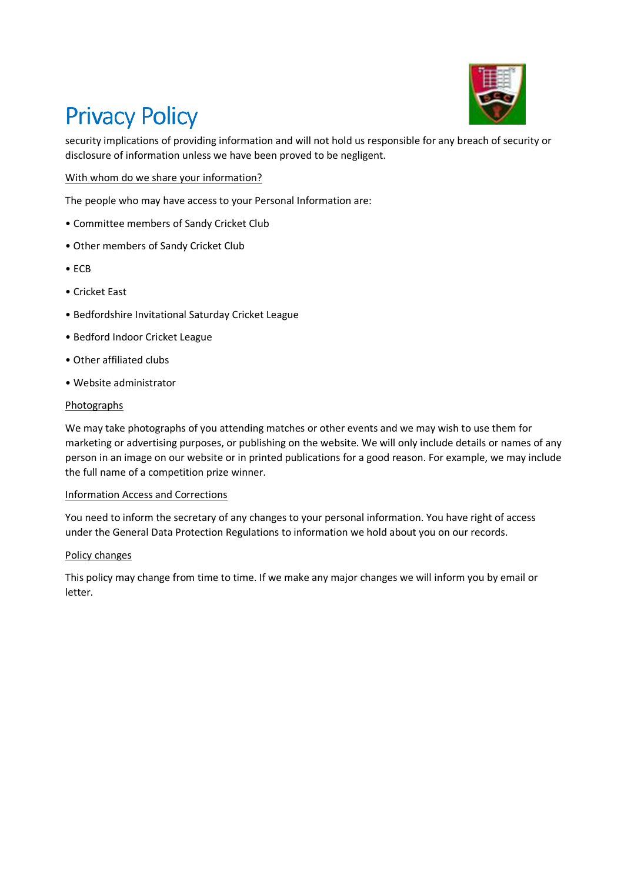# Privacy Policy

security implications of providing information and will not hold us responsible for any breach of security or disclosure of information unless we have been proved to be negligent.

With whom do we share your information?

The people who may have access to your Personal Information are:

- Committee members of Sandy Cricket Club
- Other members of Sandy Cricket Club
- ECB
- Cricket East
- Bedfordshire Invitational Saturday Cricket League
- Bedford Indoor Cricket League
- Other affiliated clubs
- Website administrator

Photographs

We may take photographs of you attending matches or other events and we may wish to use them for marketing or advertising purposes, or publishing on the website. We will only include details or names of any person in an image on our website or in printed publications for a good reason. For example, we may include the full name of a competition prize winner.

Information Access and Corrections

You need to inform the secretary of any changes to your personal information. You have right of access under the General Data Protection Regulations to information we hold about you on our records.

Policy changes

This policy may change from time to time. If we make any major changes we will inform you by email or letter.